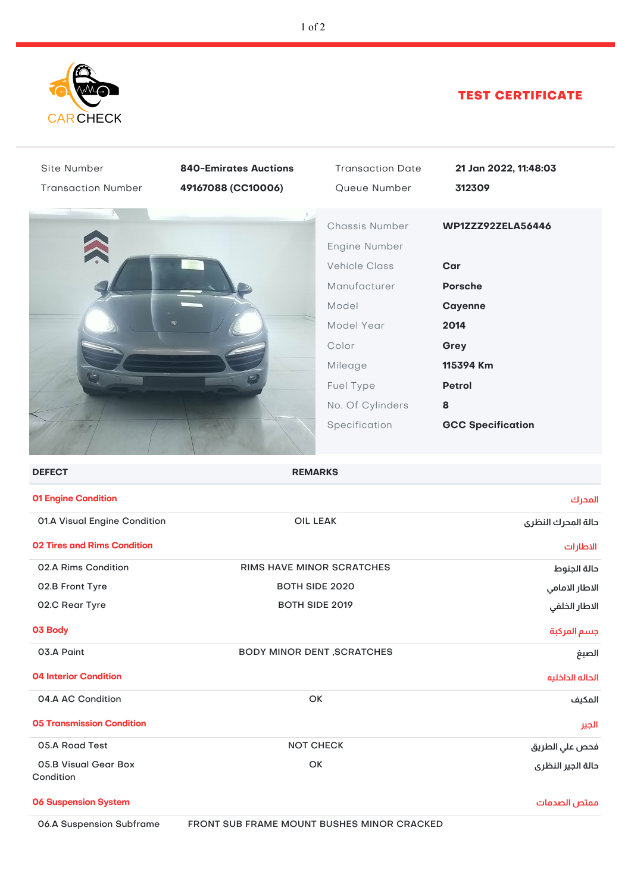CAR CHECK

# TEST CERTIFICATE

| Site Number | 840-Emirates Auctions | Transaction Date | 21 Jan 2022, 11:48:03 |
|---|---|---|---|
| Transaction Number | 49167088 (CC10006) | Queue Number | 312309 |

| | |
|---|---|
| Chassis Number | WP1ZZZ92ZELA56446 |
| Engine Number | |
| Vehicle Class | Car |
| Manufacturer | Porsche |
| Model | Cayenne |
| Model Year | 2014 |
| Color | Grey |
| Mileage | 115394 Km |
| Fuel Type | Petrol |
| No. Of Cylinders | 8 |
| Specification | GCC Specification |

| DEFECT | REMARKS | |
|---|---|---|
| **01 Engine Condition** | | **المحرك** |
| 01.A Visual Engine Condition | OIL LEAK | حالة المحرك النظرى |
| **02 Tires and Rims Condition** | | **الاطارات** |
| 02.A Rims Condition | RIMS HAVE MINOR SCRATCHES | حالة الجنوط |
| 02.B Front Tyre | BOTH SIDE 2020 | الاطار الامامي |
| 02.C Rear Tyre | BOTH SIDE 2019 | الاطار الخلفي |
| **03 Body** | | **جسم المركبة** |
| 03.A Paint | BODY MINOR DENT ,SCRATCHES | الصبغ |
| **04 Interior Condition** | | **الحالة الداخلية** |
| 04.A AC Condition | OK | المكيف |
| **05 Transmission Condition** | | **الجير** |
| 05.A Road Test | NOT CHECK | فحص علي الطريق |
| 05.B Visual Gear Box Condition | OK | حالة الجير النظرى |
| **06 Suspension System** | | **ممتص الصدمات** |
| 06.A Suspension Subframe | FRONT SUB FRAME MOUNT BUSHES MINOR CRACKED | |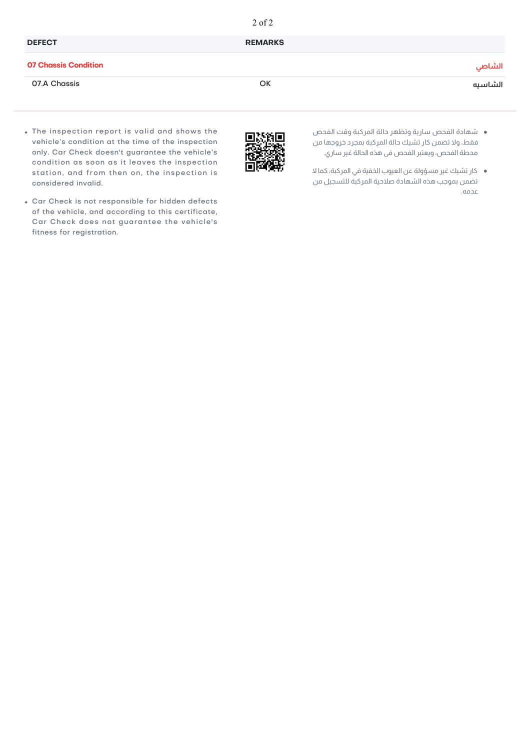| DEFECT | REMARKS | |
|---|---|---|
| **07 Chassis Condition** | | **الشاصي** |
| 07.A Chassis | OK | الشاسيه |

- The inspection report is valid and shows the vehicle's condition at the time of the inspection only. Car Check doesn't guarantee the vehicle's condition as soon as it leaves the inspection station, and from then on, the inspection is considered invalid.
- Car Check is not responsible for hidden defects of the vehicle, and according to this certificate, Car Check does not guarantee the vehicle's fitness for registration.

- شهادة الفحص سارية وتظهر حالة المركبة وقت الفحص فقط، ولا تضمن كار تشيك حالة المركبة بمجرد خروجها من محطة الفحص، ويعتبر الفحص في هذه الحالة غير ساري.
- كار تشيك غير مسؤولة عن العيوب الخفية في المركبة، كما لا تضمن بموجب هذه الشهادة صلاحية المركبة للتسجيل من عدمه.